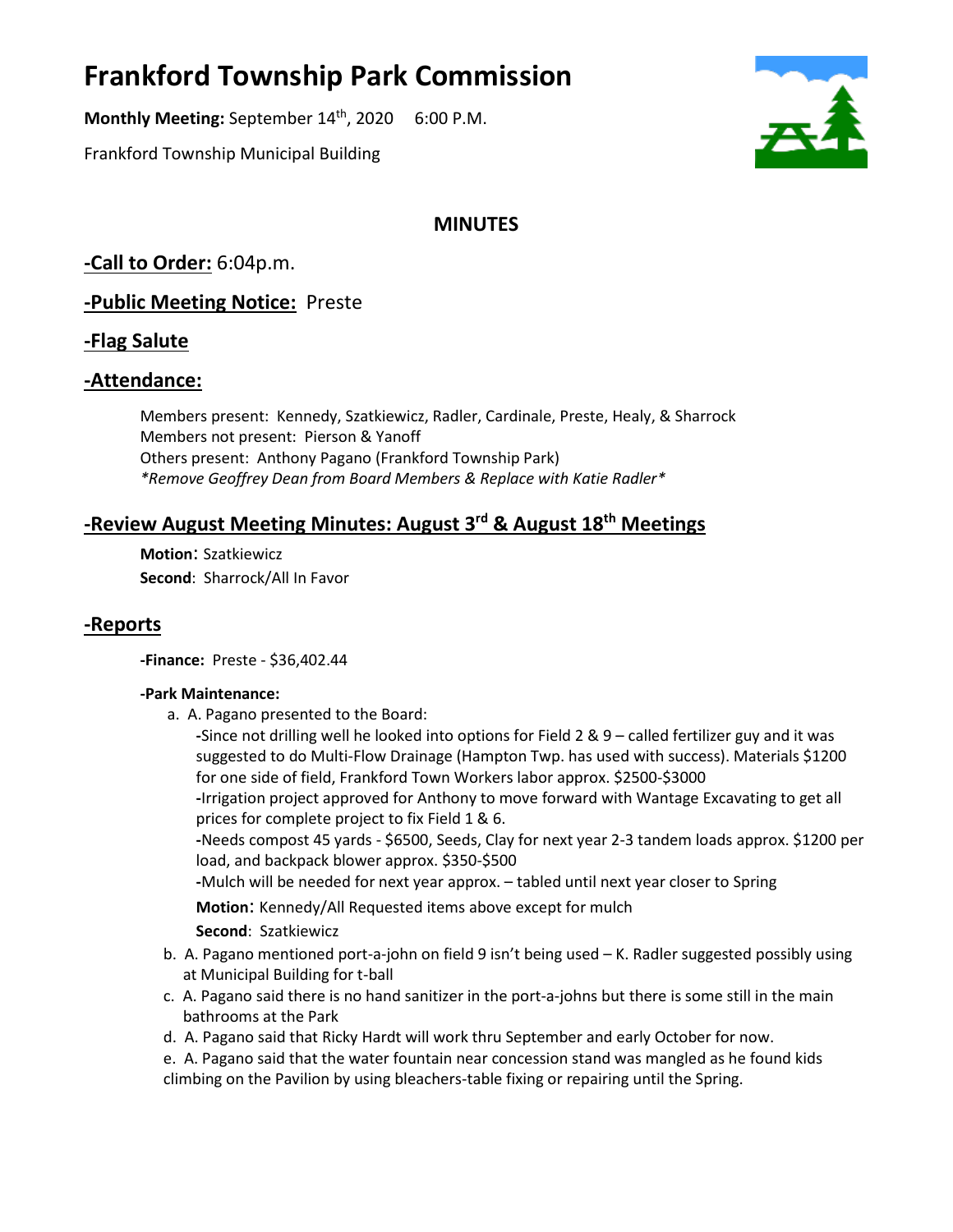# Frankford Township Park Commission

**Monthly Meeting:** September 14th, 2020 6:00 P.M.

Frankford Township Municipal Building

## MINUTES

## -Call to Order: 6:04p.m.

## -Public Meeting Notice: Preste

## -Flag Salute

## -Attendance:

Members present: Kennedy, Szatkiewicz, Radler, Cardinale, Preste, Healy, & Sharrock
Members not present: Pierson & Yanoff
Others present: Anthony Pagano (Frankford Township Park)
*\*Remove Geoffrey Dean from Board Members & Replace with Katie Radler\**

## -Review August Meeting Minutes: August 3rd & August 18th Meetings

**Motion**: Szatkiewicz
**Second**: Sharrock/All In Favor

## -Reports

**-Finance:** Preste - $36,402.44

**-Park Maintenance:**

a. A. Pagano presented to the Board:

-Since not drilling well he looked into options for Field 2 & 9 – called fertilizer guy and it was suggested to do Multi-Flow Drainage (Hampton Twp. has used with success). Materials $1200 for one side of field, Frankford Town Workers labor approx. $2500-$3000

-Irrigation project approved for Anthony to move forward with Wantage Excavating to get all prices for complete project to fix Field 1 & 6.

-Needs compost 45 yards - $6500, Seeds, Clay for next year 2-3 tandem loads approx. $1200 per load, and backpack blower approx. $350-$500

-Mulch will be needed for next year approx. – tabled until next year closer to Spring

**Motion**: Kennedy/All Requested items above except for mulch

**Second**: Szatkiewicz

b. A. Pagano mentioned port-a-john on field 9 isn't being used – K. Radler suggested possibly using at Municipal Building for t-ball

c. A. Pagano said there is no hand sanitizer in the port-a-johns but there is some still in the main bathrooms at the Park

d. A. Pagano said that Ricky Hardt will work thru September and early October for now.

e. A. Pagano said that the water fountain near concession stand was mangled as he found kids climbing on the Pavilion by using bleachers-table fixing or repairing until the Spring.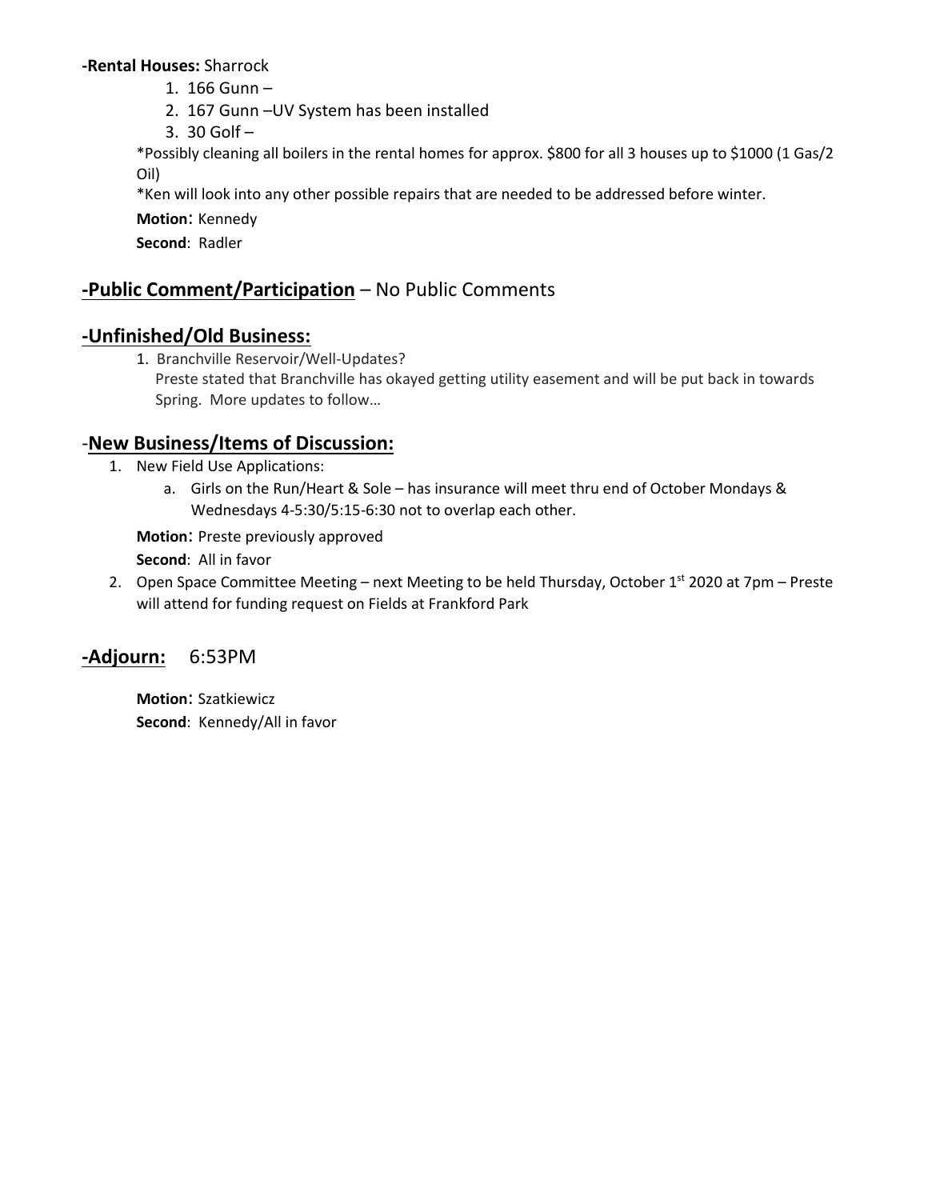**-Rental Houses:** Sharrock

1. 166 Gunn –
2. 167 Gunn –UV System has been installed
3. 30 Golf –

*Possibly cleaning all boilers in the rental homes for approx. $800 for all 3 houses up to $1000 (1 Gas/2 Oil)

*Ken will look into any other possible repairs that are needed to be addressed before winter.

**Motion**: Kennedy

**Second**: Radler

## -Public Comment/Participation – No Public Comments

## -Unfinished/Old Business:

1. Branchville Reservoir/Well-Updates?
   Preste stated that Branchville has okayed getting utility easement and will be put back in towards Spring. More updates to follow…

## -New Business/Items of Discussion:

1. New Field Use Applications:
   a. Girls on the Run/Heart & Sole – has insurance will meet thru end of October Mondays & Wednesdays 4-5:30/5:15-6:30 not to overlap each other.

   **Motion**: Preste previously approved

   **Second**: All in favor

2. Open Space Committee Meeting – next Meeting to be held Thursday, October 1st 2020 at 7pm – Preste will attend for funding request on Fields at Frankford Park

## -Adjourn: 6:53PM

**Motion**: Szatkiewicz

**Second**: Kennedy/All in favor